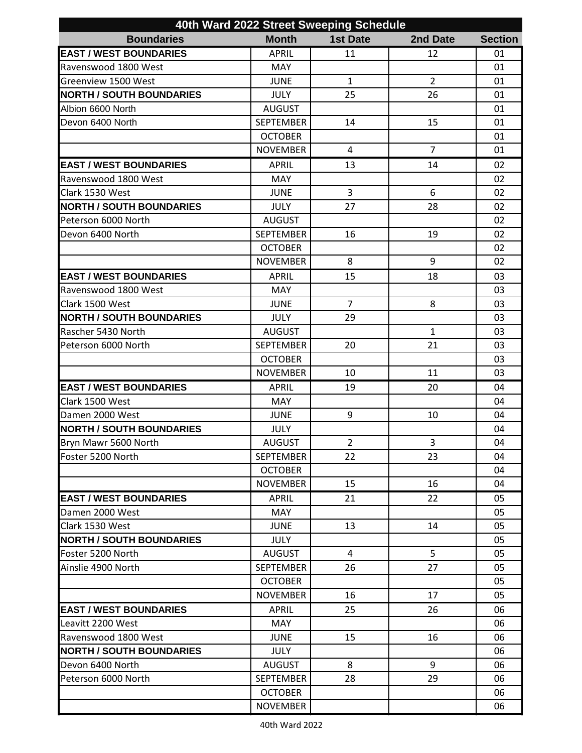| 40th Ward 2022 Street Sweeping Schedule | | | | |
|---|---|---|---|---|
| **Boundaries** | **Month** | **1st Date** | **2nd Date** | **Section** |
| **EAST / WEST BOUNDARIES** | APRIL | 11 | 12 | 01 |
| Ravenswood 1800 West | MAY | | | 01 |
| Greenview 1500 West | JUNE | 1 | 2 | 01 |
| **NORTH / SOUTH BOUNDARIES** | JULY | 25 | 26 | 01 |
| Albion 6600 North | AUGUST | | | 01 |
| Devon 6400 North | SEPTEMBER | 14 | 15 | 01 |
| | OCTOBER | | | 01 |
| | NOVEMBER | 4 | 7 | 01 |
| **EAST / WEST BOUNDARIES** | APRIL | 13 | 14 | 02 |
| Ravenswood 1800 West | MAY | | | 02 |
| Clark 1530 West | JUNE | 3 | 6 | 02 |
| **NORTH / SOUTH BOUNDARIES** | JULY | 27 | 28 | 02 |
| Peterson 6000 North | AUGUST | | | 02 |
| Devon 6400 North | SEPTEMBER | 16 | 19 | 02 |
| | OCTOBER | | | 02 |
| | NOVEMBER | 8 | 9 | 02 |
| **EAST / WEST BOUNDARIES** | APRIL | 15 | 18 | 03 |
| Ravenswood 1800 West | MAY | | | 03 |
| Clark 1500 West | JUNE | 7 | 8 | 03 |
| **NORTH / SOUTH BOUNDARIES** | JULY | 29 | | 03 |
| Rascher 5430 North | AUGUST | | 1 | 03 |
| Peterson 6000 North | SEPTEMBER | 20 | 21 | 03 |
| | OCTOBER | | | 03 |
| | NOVEMBER | 10 | 11 | 03 |
| **EAST / WEST BOUNDARIES** | APRIL | 19 | 20 | 04 |
| Clark 1500 West | MAY | | | 04 |
| Damen 2000 West | JUNE | 9 | 10 | 04 |
| **NORTH / SOUTH BOUNDARIES** | JULY | | | 04 |
| Bryn Mawr 5600 North | AUGUST | 2 | 3 | 04 |
| Foster 5200 North | SEPTEMBER | 22 | 23 | 04 |
| | OCTOBER | | | 04 |
| | NOVEMBER | 15 | 16 | 04 |
| **EAST / WEST BOUNDARIES** | APRIL | 21 | 22 | 05 |
| Damen 2000 West | MAY | | | 05 |
| Clark 1530 West | JUNE | 13 | 14 | 05 |
| **NORTH / SOUTH BOUNDARIES** | JULY | | | 05 |
| Foster 5200 North | AUGUST | 4 | 5 | 05 |
| Ainslie 4900 North | SEPTEMBER | 26 | 27 | 05 |
| | OCTOBER | | | 05 |
| | NOVEMBER | 16 | 17 | 05 |
| **EAST / WEST BOUNDARIES** | APRIL | 25 | 26 | 06 |
| Leavitt 2200 West | MAY | | | 06 |
| Ravenswood 1800 West | JUNE | 15 | 16 | 06 |
| **NORTH / SOUTH BOUNDARIES** | JULY | | | 06 |
| Devon 6400 North | AUGUST | 8 | 9 | 06 |
| Peterson 6000 North | SEPTEMBER | 28 | 29 | 06 |
| | OCTOBER | | | 06 |
| | NOVEMBER | | | 06 |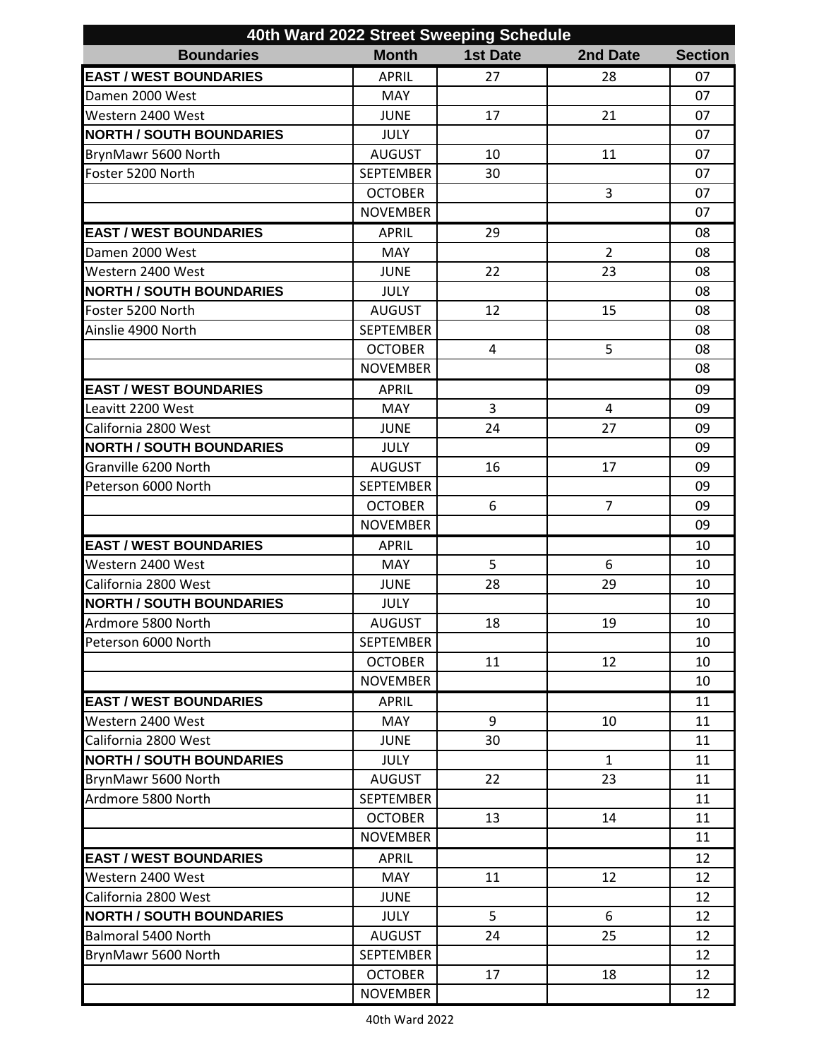| 40th Ward 2022 Street Sweeping Schedule | | | | |
|---|---|---|---|---|
| **Boundaries** | **Month** | **1st Date** | **2nd Date** | **Section** |
| **EAST / WEST BOUNDARIES** | APRIL | 27 | 28 | 07 |
| Damen 2000 West | MAY | | | 07 |
| Western 2400 West | JUNE | 17 | 21 | 07 |
| **NORTH / SOUTH BOUNDARIES** | JULY | | | 07 |
| BrynMawr 5600 North | AUGUST | 10 | 11 | 07 |
| Foster 5200 North | SEPTEMBER | 30 | | 07 |
| | OCTOBER | | 3 | 07 |
| | NOVEMBER | | | 07 |
| **EAST / WEST BOUNDARIES** | APRIL | 29 | | 08 |
| Damen 2000 West | MAY | | 2 | 08 |
| Western 2400 West | JUNE | 22 | 23 | 08 |
| **NORTH / SOUTH BOUNDARIES** | JULY | | | 08 |
| Foster 5200 North | AUGUST | 12 | 15 | 08 |
| Ainslie 4900 North | SEPTEMBER | | | 08 |
| | OCTOBER | 4 | 5 | 08 |
| | NOVEMBER | | | 08 |
| **EAST / WEST BOUNDARIES** | APRIL | | | 09 |
| Leavitt 2200 West | MAY | 3 | 4 | 09 |
| California 2800 West | JUNE | 24 | 27 | 09 |
| **NORTH / SOUTH BOUNDARIES** | JULY | | | 09 |
| Granville 6200 North | AUGUST | 16 | 17 | 09 |
| Peterson 6000 North | SEPTEMBER | | | 09 |
| | OCTOBER | 6 | 7 | 09 |
| | NOVEMBER | | | 09 |
| **EAST / WEST BOUNDARIES** | APRIL | | | 10 |
| Western 2400 West | MAY | 5 | 6 | 10 |
| California 2800 West | JUNE | 28 | 29 | 10 |
| **NORTH / SOUTH BOUNDARIES** | JULY | | | 10 |
| Ardmore 5800 North | AUGUST | 18 | 19 | 10 |
| Peterson 6000 North | SEPTEMBER | | | 10 |
| | OCTOBER | 11 | 12 | 10 |
| | NOVEMBER | | | 10 |
| **EAST / WEST BOUNDARIES** | APRIL | | | 11 |
| Western 2400 West | MAY | 9 | 10 | 11 |
| California 2800 West | JUNE | 30 | | 11 |
| **NORTH / SOUTH BOUNDARIES** | JULY | | 1 | 11 |
| BrynMawr 5600 North | AUGUST | 22 | 23 | 11 |
| Ardmore 5800 North | SEPTEMBER | | | 11 |
| | OCTOBER | 13 | 14 | 11 |
| | NOVEMBER | | | 11 |
| **EAST / WEST BOUNDARIES** | APRIL | | | 12 |
| Western 2400 West | MAY | 11 | 12 | 12 |
| California 2800 West | JUNE | | | 12 |
| **NORTH / SOUTH BOUNDARIES** | JULY | 5 | 6 | 12 |
| Balmoral 5400 North | AUGUST | 24 | 25 | 12 |
| BrynMawr 5600 North | SEPTEMBER | | | 12 |
| | OCTOBER | 17 | 18 | 12 |
| | NOVEMBER | | | 12 |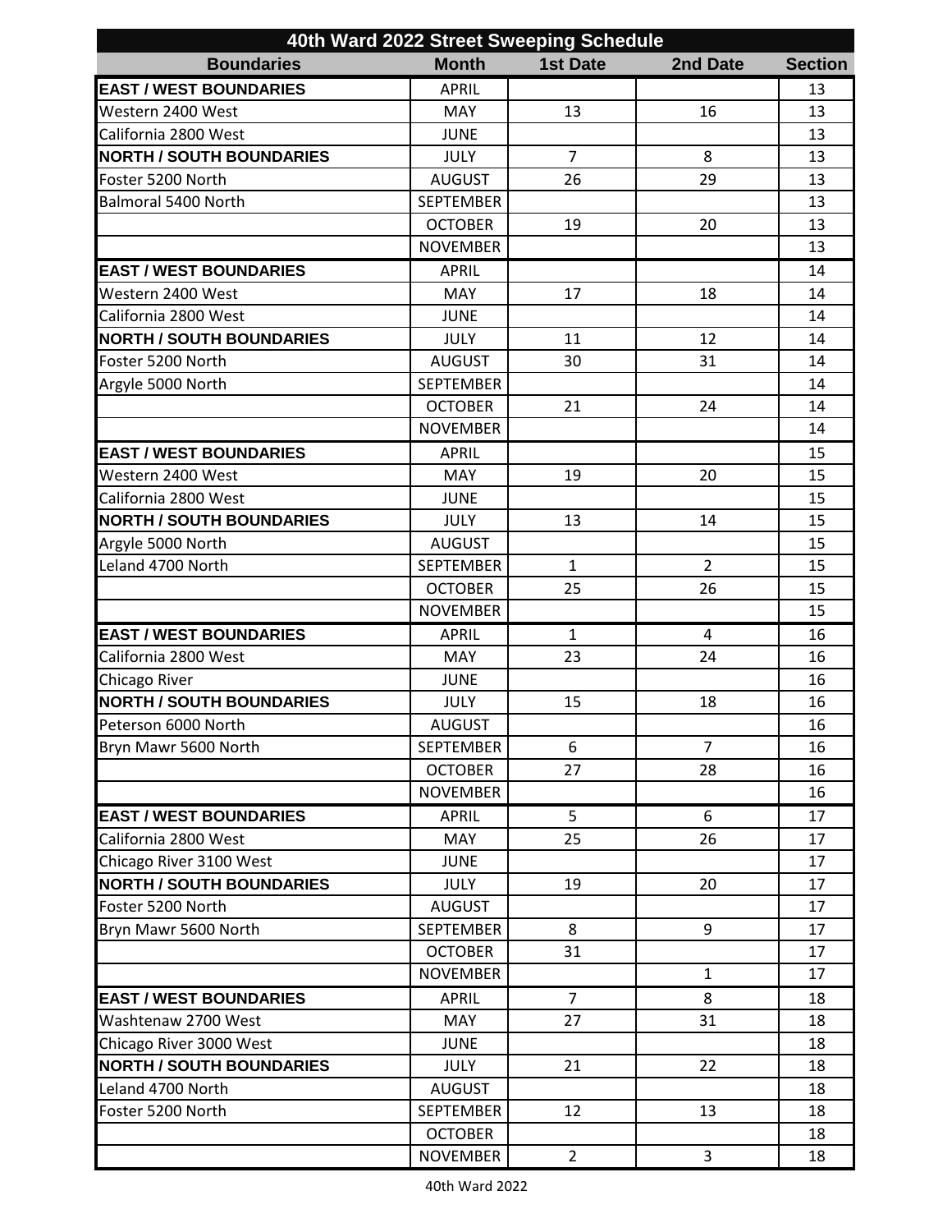| 40th Ward 2022 Street Sweeping Schedule | | | | |
|---|---|---|---|---|
| **Boundaries** | **Month** | **1st Date** | **2nd Date** | **Section** |
| **EAST / WEST BOUNDARIES** | APRIL | | | 13 |
| Western 2400 West | MAY | 13 | 16 | 13 |
| California 2800 West | JUNE | | | 13 |
| **NORTH / SOUTH BOUNDARIES** | JULY | 7 | 8 | 13 |
| Foster 5200 North | AUGUST | 26 | 29 | 13 |
| Balmoral 5400 North | SEPTEMBER | | | 13 |
| | OCTOBER | 19 | 20 | 13 |
| | NOVEMBER | | | 13 |
| **EAST / WEST BOUNDARIES** | APRIL | | | 14 |
| Western 2400 West | MAY | 17 | 18 | 14 |
| California 2800 West | JUNE | | | 14 |
| **NORTH / SOUTH BOUNDARIES** | JULY | 11 | 12 | 14 |
| Foster 5200 North | AUGUST | 30 | 31 | 14 |
| Argyle 5000 North | SEPTEMBER | | | 14 |
| | OCTOBER | 21 | 24 | 14 |
| | NOVEMBER | | | 14 |
| **EAST / WEST BOUNDARIES** | APRIL | | | 15 |
| Western 2400 West | MAY | 19 | 20 | 15 |
| California 2800 West | JUNE | | | 15 |
| **NORTH / SOUTH BOUNDARIES** | JULY | 13 | 14 | 15 |
| Argyle 5000 North | AUGUST | | | 15 |
| Leland 4700 North | SEPTEMBER | 1 | 2 | 15 |
| | OCTOBER | 25 | 26 | 15 |
| | NOVEMBER | | | 15 |
| **EAST / WEST BOUNDARIES** | APRIL | 1 | 4 | 16 |
| California 2800 West | MAY | 23 | 24 | 16 |
| Chicago River | JUNE | | | 16 |
| **NORTH / SOUTH BOUNDARIES** | JULY | 15 | 18 | 16 |
| Peterson 6000 North | AUGUST | | | 16 |
| Bryn Mawr 5600 North | SEPTEMBER | 6 | 7 | 16 |
| | OCTOBER | 27 | 28 | 16 |
| | NOVEMBER | | | 16 |
| **EAST / WEST BOUNDARIES** | APRIL | 5 | 6 | 17 |
| California 2800 West | MAY | 25 | 26 | 17 |
| Chicago River 3100 West | JUNE | | | 17 |
| **NORTH / SOUTH BOUNDARIES** | JULY | 19 | 20 | 17 |
| Foster 5200 North | AUGUST | | | 17 |
| Bryn Mawr 5600 North | SEPTEMBER | 8 | 9 | 17 |
| | OCTOBER | 31 | | 17 |
| | NOVEMBER | | 1 | 17 |
| **EAST / WEST BOUNDARIES** | APRIL | 7 | 8 | 18 |
| Washtenaw 2700 West | MAY | 27 | 31 | 18 |
| Chicago River 3000 West | JUNE | | | 18 |
| **NORTH / SOUTH BOUNDARIES** | JULY | 21 | 22 | 18 |
| Leland 4700 North | AUGUST | | | 18 |
| Foster 5200 North | SEPTEMBER | 12 | 13 | 18 |
| | OCTOBER | | | 18 |
| | NOVEMBER | 2 | 3 | 18 |